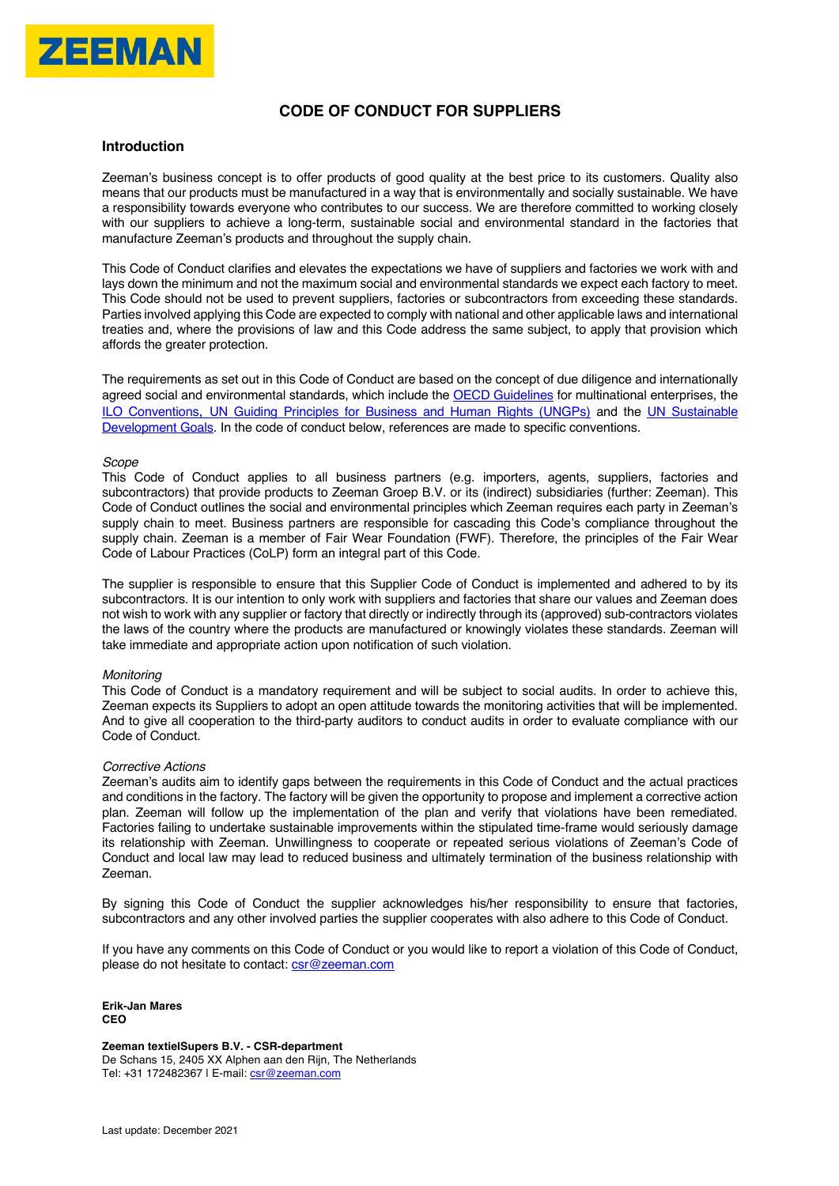ZEEMAN

# CODE OF CONDUCT FOR SUPPLIERS

## Introduction

Zeeman's business concept is to offer products of good quality at the best price to its customers. Quality also means that our products must be manufactured in a way that is environmentally and socially sustainable. We have a responsibility towards everyone who contributes to our success. We are therefore committed to working closely with our suppliers to achieve a long-term, sustainable social and environmental standard in the factories that manufacture Zeeman's products and throughout the supply chain.

This Code of Conduct clarifies and elevates the expectations we have of suppliers and factories we work with and lays down the minimum and not the maximum social and environmental standards we expect each factory to meet. This Code should not be used to prevent suppliers, factories or subcontractors from exceeding these standards. Parties involved applying this Code are expected to comply with national and other applicable laws and international treaties and, where the provisions of law and this Code address the same subject, to apply that provision which affords the greater protection.

The requirements as set out in this Code of Conduct are based on the concept of due diligence and internationally agreed social and environmental standards, which include the OECD Guidelines for multinational enterprises, the ILO Conventions, UN Guiding Principles for Business and Human Rights (UNGPs) and the UN Sustainable Development Goals. In the code of conduct below, references are made to specific conventions.

*Scope*

This Code of Conduct applies to all business partners (e.g. importers, agents, suppliers, factories and subcontractors) that provide products to Zeeman Groep B.V. or its (indirect) subsidiaries (further: Zeeman). This Code of Conduct outlines the social and environmental principles which Zeeman requires each party in Zeeman's supply chain to meet. Business partners are responsible for cascading this Code's compliance throughout the supply chain. Zeeman is a member of Fair Wear Foundation (FWF). Therefore, the principles of the Fair Wear Code of Labour Practices (CoLP) form an integral part of this Code.

The supplier is responsible to ensure that this Supplier Code of Conduct is implemented and adhered to by its subcontractors. It is our intention to only work with suppliers and factories that share our values and Zeeman does not wish to work with any supplier or factory that directly or indirectly through its (approved) sub-contractors violates the laws of the country where the products are manufactured or knowingly violates these standards. Zeeman will take immediate and appropriate action upon notification of such violation.

*Monitoring*

This Code of Conduct is a mandatory requirement and will be subject to social audits. In order to achieve this, Zeeman expects its Suppliers to adopt an open attitude towards the monitoring activities that will be implemented. And to give all cooperation to the third-party auditors to conduct audits in order to evaluate compliance with our Code of Conduct.

*Corrective Actions*

Zeeman's audits aim to identify gaps between the requirements in this Code of Conduct and the actual practices and conditions in the factory. The factory will be given the opportunity to propose and implement a corrective action plan. Zeeman will follow up the implementation of the plan and verify that violations have been remediated. Factories failing to undertake sustainable improvements within the stipulated time-frame would seriously damage its relationship with Zeeman. Unwillingness to cooperate or repeated serious violations of Zeeman's Code of Conduct and local law may lead to reduced business and ultimately termination of the business relationship with Zeeman.

By signing this Code of Conduct the supplier acknowledges his/her responsibility to ensure that factories, subcontractors and any other involved parties the supplier cooperates with also adhere to this Code of Conduct.

If you have any comments on this Code of Conduct or you would like to report a violation of this Code of Conduct, please do not hesitate to contact: csr@zeeman.com

**Erik-Jan Mares**
**CEO**

**Zeeman textielSupers B.V. - CSR-department**
De Schans 15, 2405 XX Alphen aan den Rijn, The Netherlands
Tel: +31 172482367 | E-mail: csr@zeeman.com

Last update: December 2021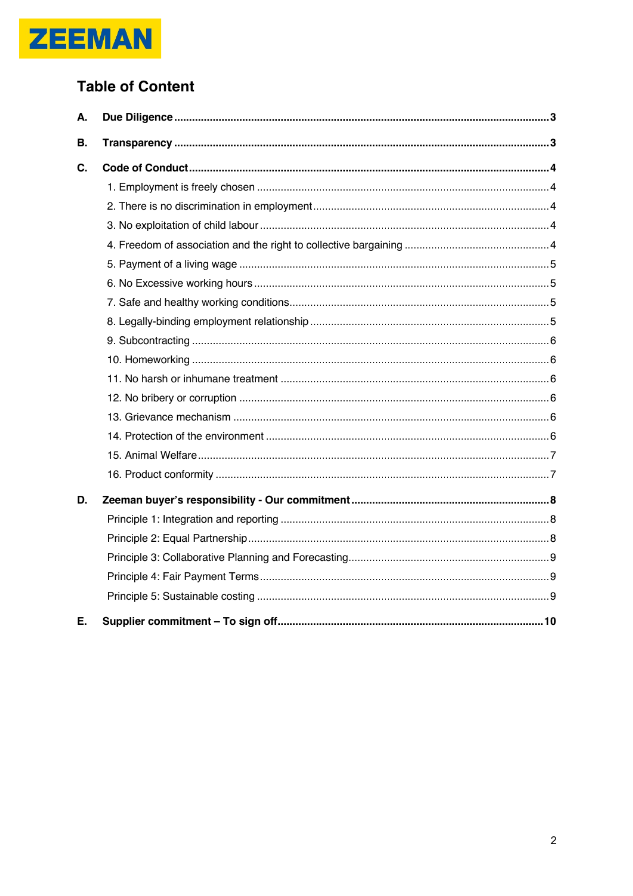ZEEMAN

## Table of Content

**A. Due Diligence** .......... 3

**B. Transparency** .......... 3

**C. Code of Conduct** .......... 4

- 1. Employment is freely chosen .......... 4
- 2. There is no discrimination in employment .......... 4
- 3. No exploitation of child labour .......... 4
- 4. Freedom of association and the right to collective bargaining .......... 4
- 5. Payment of a living wage .......... 5
- 6. No Excessive working hours .......... 5
- 7. Safe and healthy working conditions .......... 5
- 8. Legally-binding employment relationship .......... 5
- 9. Subcontracting .......... 6
- 10. Homeworking .......... 6
- 11. No harsh or inhumane treatment .......... 6
- 12. No bribery or corruption .......... 6
- 13. Grievance mechanism .......... 6
- 14. Protection of the environment .......... 6
- 15. Animal Welfare .......... 7
- 16. Product conformity .......... 7

**D. Zeeman buyer's responsibility - Our commitment** .......... 8

- Principle 1: Integration and reporting .......... 8
- Principle 2: Equal Partnership .......... 8
- Principle 3: Collaborative Planning and Forecasting .......... 9
- Principle 4: Fair Payment Terms .......... 9
- Principle 5: Sustainable costing .......... 9

**E. Supplier commitment – To sign off** .......... 10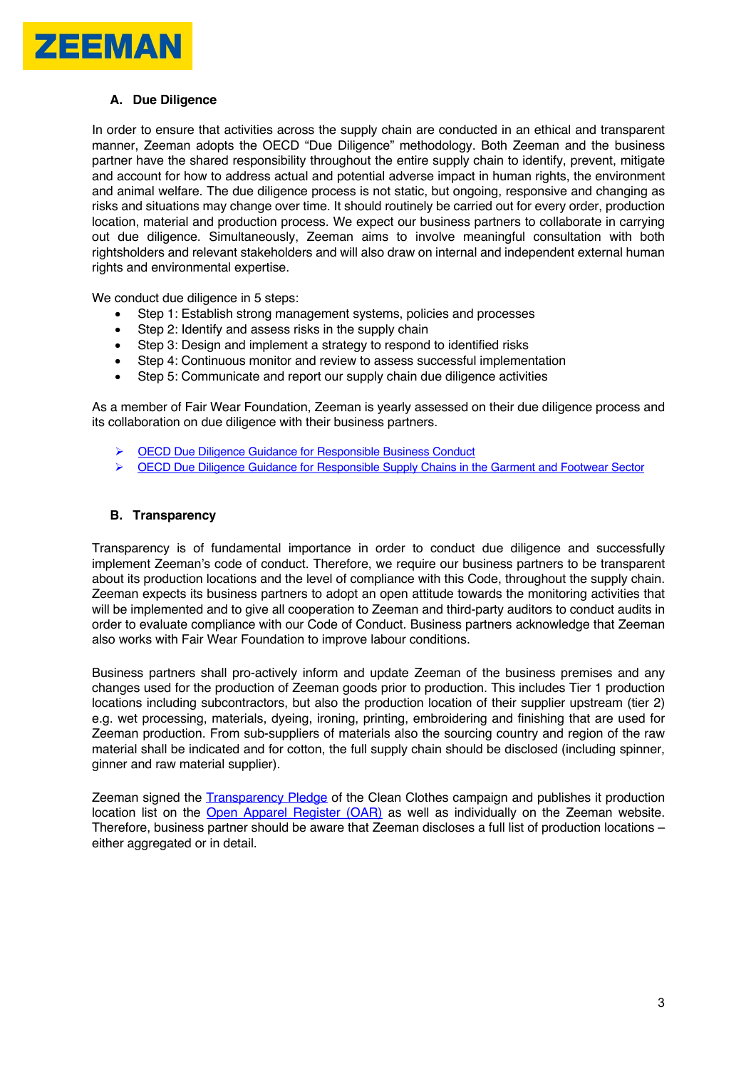## A. Due Diligence

In order to ensure that activities across the supply chain are conducted in an ethical and transparent manner, Zeeman adopts the OECD "Due Diligence" methodology. Both Zeeman and the business partner have the shared responsibility throughout the entire supply chain to identify, prevent, mitigate and account for how to address actual and potential adverse impact in human rights, the environment and animal welfare. The due diligence process is not static, but ongoing, responsive and changing as risks and situations may change over time. It should routinely be carried out for every order, production location, material and production process. We expect our business partners to collaborate in carrying out due diligence. Simultaneously, Zeeman aims to involve meaningful consultation with both rightsholders and relevant stakeholders and will also draw on internal and independent external human rights and environmental expertise.

We conduct due diligence in 5 steps:

- Step 1: Establish strong management systems, policies and processes
- Step 2: Identify and assess risks in the supply chain
- Step 3: Design and implement a strategy to respond to identified risks
- Step 4: Continuous monitor and review to assess successful implementation
- Step 5: Communicate and report our supply chain due diligence activities

As a member of Fair Wear Foundation, Zeeman is yearly assessed on their due diligence process and its collaboration on due diligence with their business partners.

- OECD Due Diligence Guidance for Responsible Business Conduct
- OECD Due Diligence Guidance for Responsible Supply Chains in the Garment and Footwear Sector

## B. Transparency

Transparency is of fundamental importance in order to conduct due diligence and successfully implement Zeeman's code of conduct. Therefore, we require our business partners to be transparent about its production locations and the level of compliance with this Code, throughout the supply chain. Zeeman expects its business partners to adopt an open attitude towards the monitoring activities that will be implemented and to give all cooperation to Zeeman and third-party auditors to conduct audits in order to evaluate compliance with our Code of Conduct. Business partners acknowledge that Zeeman also works with Fair Wear Foundation to improve labour conditions.

Business partners shall pro-actively inform and update Zeeman of the business premises and any changes used for the production of Zeeman goods prior to production. This includes Tier 1 production locations including subcontractors, but also the production location of their supplier upstream (tier 2) e.g. wet processing, materials, dyeing, ironing, printing, embroidering and finishing that are used for Zeeman production. From sub-suppliers of materials also the sourcing country and region of the raw material shall be indicated and for cotton, the full supply chain should be disclosed (including spinner, ginner and raw material supplier).

Zeeman signed the Transparency Pledge of the Clean Clothes campaign and publishes it production location list on the Open Apparel Register (OAR) as well as individually on the Zeeman website. Therefore, business partner should be aware that Zeeman discloses a full list of production locations – either aggregated or in detail.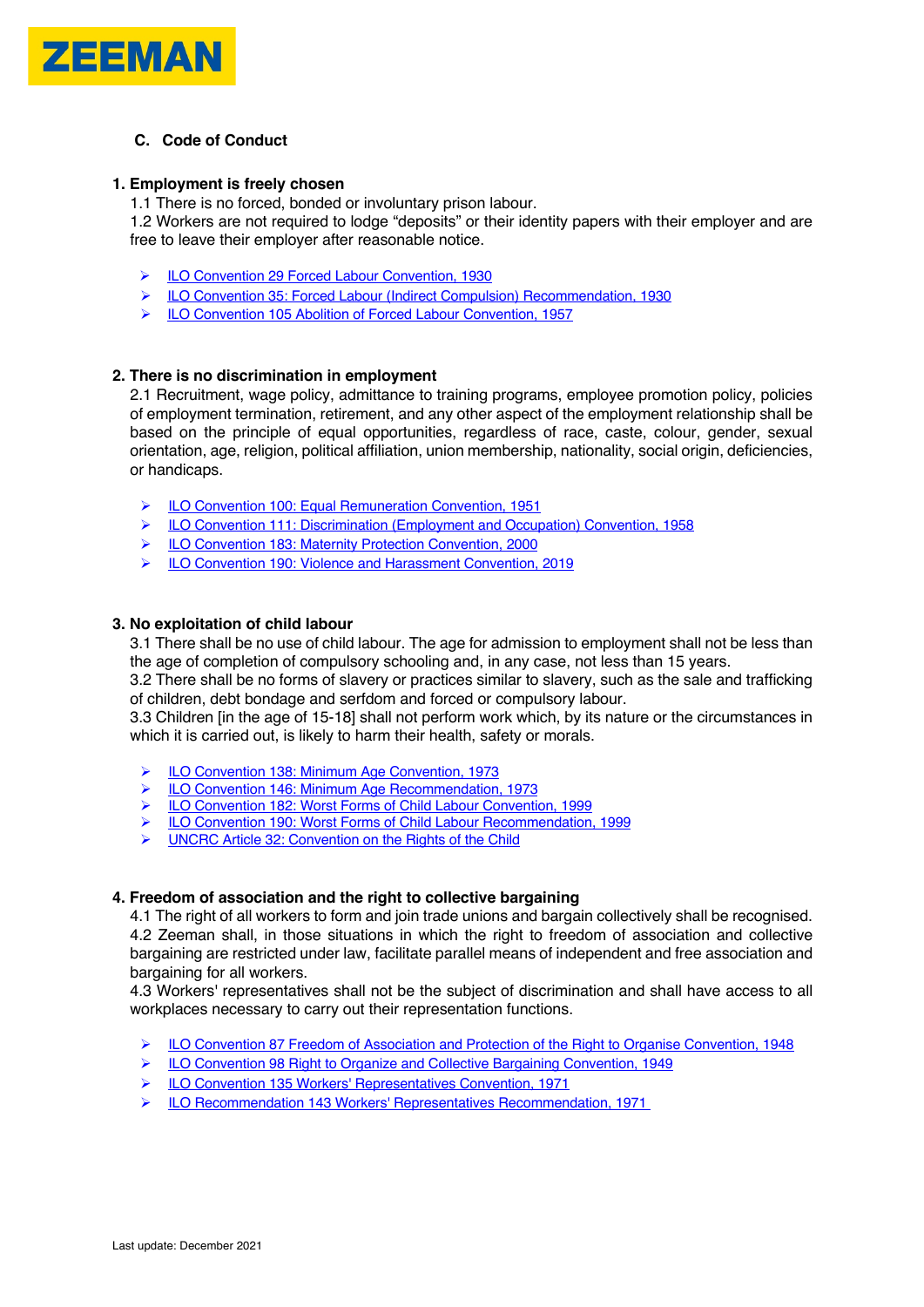## C. Code of Conduct

### 1. Employment is freely chosen

1.1 There is no forced, bonded or involuntary prison labour.

1.2 Workers are not required to lodge "deposits" or their identity papers with their employer and are free to leave their employer after reasonable notice.

- ILO Convention 29 Forced Labour Convention, 1930
- ILO Convention 35: Forced Labour (Indirect Compulsion) Recommendation, 1930
- ILO Convention 105 Abolition of Forced Labour Convention, 1957

### 2. There is no discrimination in employment

2.1 Recruitment, wage policy, admittance to training programs, employee promotion policy, policies of employment termination, retirement, and any other aspect of the employment relationship shall be based on the principle of equal opportunities, regardless of race, caste, colour, gender, sexual orientation, age, religion, political affiliation, union membership, nationality, social origin, deficiencies, or handicaps.

- ILO Convention 100: Equal Remuneration Convention, 1951
- ILO Convention 111: Discrimination (Employment and Occupation) Convention, 1958
- ILO Convention 183: Maternity Protection Convention, 2000
- ILO Convention 190: Violence and Harassment Convention, 2019

### 3. No exploitation of child labour

3.1 There shall be no use of child labour. The age for admission to employment shall not be less than the age of completion of compulsory schooling and, in any case, not less than 15 years.

3.2 There shall be no forms of slavery or practices similar to slavery, such as the sale and trafficking of children, debt bondage and serfdom and forced or compulsory labour.

3.3 Children [in the age of 15-18] shall not perform work which, by its nature or the circumstances in which it is carried out, is likely to harm their health, safety or morals.

- ILO Convention 138: Minimum Age Convention, 1973
- ILO Convention 146: Minimum Age Recommendation, 1973
- ILO Convention 182: Worst Forms of Child Labour Convention, 1999
- ILO Convention 190: Worst Forms of Child Labour Recommendation, 1999
- UNCRC Article 32: Convention on the Rights of the Child

### 4. Freedom of association and the right to collective bargaining

4.1 The right of all workers to form and join trade unions and bargain collectively shall be recognised.

4.2 Zeeman shall, in those situations in which the right to freedom of association and collective bargaining are restricted under law, facilitate parallel means of independent and free association and bargaining for all workers.

4.3 Workers' representatives shall not be the subject of discrimination and shall have access to all workplaces necessary to carry out their representation functions.

- ILO Convention 87 Freedom of Association and Protection of the Right to Organise Convention, 1948
- ILO Convention 98 Right to Organize and Collective Bargaining Convention, 1949
- ILO Convention 135 Workers' Representatives Convention, 1971
- ILO Recommendation 143 Workers' Representatives Recommendation, 1971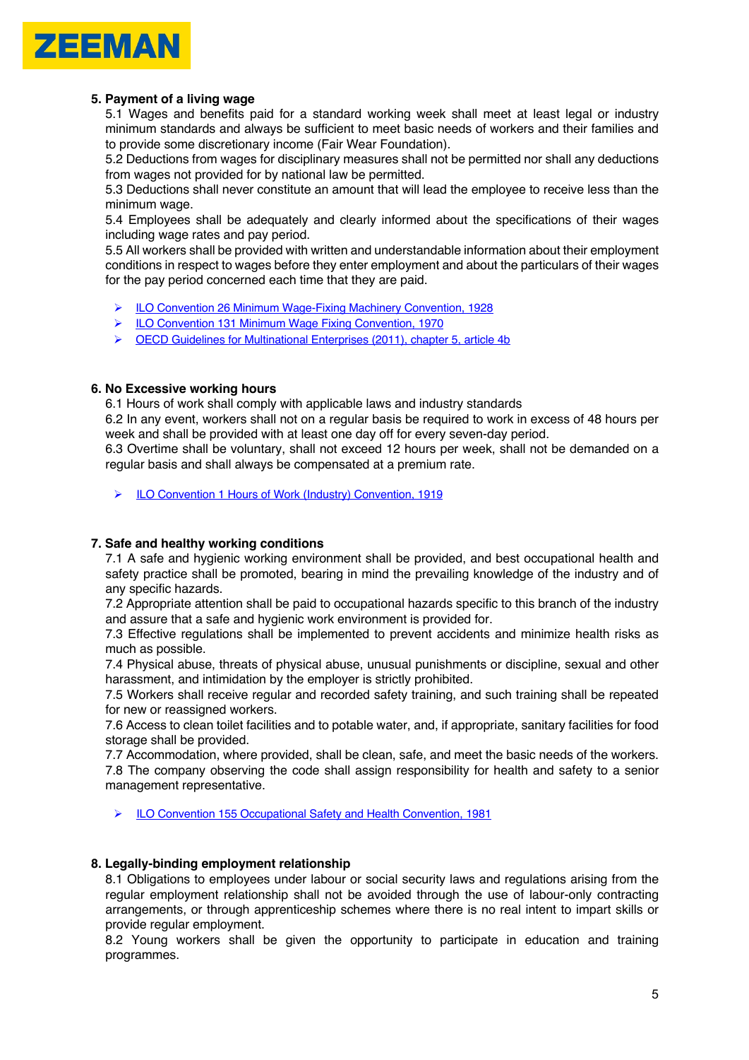## 5. Payment of a living wage

5.1 Wages and benefits paid for a standard working week shall meet at least legal or industry minimum standards and always be sufficient to meet basic needs of workers and their families and to provide some discretionary income (Fair Wear Foundation).
5.2 Deductions from wages for disciplinary measures shall not be permitted nor shall any deductions from wages not provided for by national law be permitted.
5.3 Deductions shall never constitute an amount that will lead the employee to receive less than the minimum wage.
5.4 Employees shall be adequately and clearly informed about the specifications of their wages including wage rates and pay period.
5.5 All workers shall be provided with written and understandable information about their employment conditions in respect to wages before they enter employment and about the particulars of their wages for the pay period concerned each time that they are paid.

- ILO Convention 26 Minimum Wage-Fixing Machinery Convention, 1928
- ILO Convention 131 Minimum Wage Fixing Convention, 1970
- OECD Guidelines for Multinational Enterprises (2011), chapter 5, article 4b

## 6. No Excessive working hours

6.1 Hours of work shall comply with applicable laws and industry standards
6.2 In any event, workers shall not on a regular basis be required to work in excess of 48 hours per week and shall be provided with at least one day off for every seven-day period.
6.3 Overtime shall be voluntary, shall not exceed 12 hours per week, shall not be demanded on a regular basis and shall always be compensated at a premium rate.

- ILO Convention 1 Hours of Work (Industry) Convention, 1919

## 7. Safe and healthy working conditions

7.1 A safe and hygienic working environment shall be provided, and best occupational health and safety practice shall be promoted, bearing in mind the prevailing knowledge of the industry and of any specific hazards.
7.2 Appropriate attention shall be paid to occupational hazards specific to this branch of the industry and assure that a safe and hygienic work environment is provided for.
7.3 Effective regulations shall be implemented to prevent accidents and minimize health risks as much as possible.
7.4 Physical abuse, threats of physical abuse, unusual punishments or discipline, sexual and other harassment, and intimidation by the employer is strictly prohibited.
7.5 Workers shall receive regular and recorded safety training, and such training shall be repeated for new or reassigned workers.
7.6 Access to clean toilet facilities and to potable water, and, if appropriate, sanitary facilities for food storage shall be provided.
7.7 Accommodation, where provided, shall be clean, safe, and meet the basic needs of the workers.
7.8 The company observing the code shall assign responsibility for health and safety to a senior management representative.

- ILO Convention 155 Occupational Safety and Health Convention, 1981

## 8. Legally-binding employment relationship

8.1 Obligations to employees under labour or social security laws and regulations arising from the regular employment relationship shall not be avoided through the use of labour-only contracting arrangements, or through apprenticeship schemes where there is no real intent to impart skills or provide regular employment.
8.2 Young workers shall be given the opportunity to participate in education and training programmes.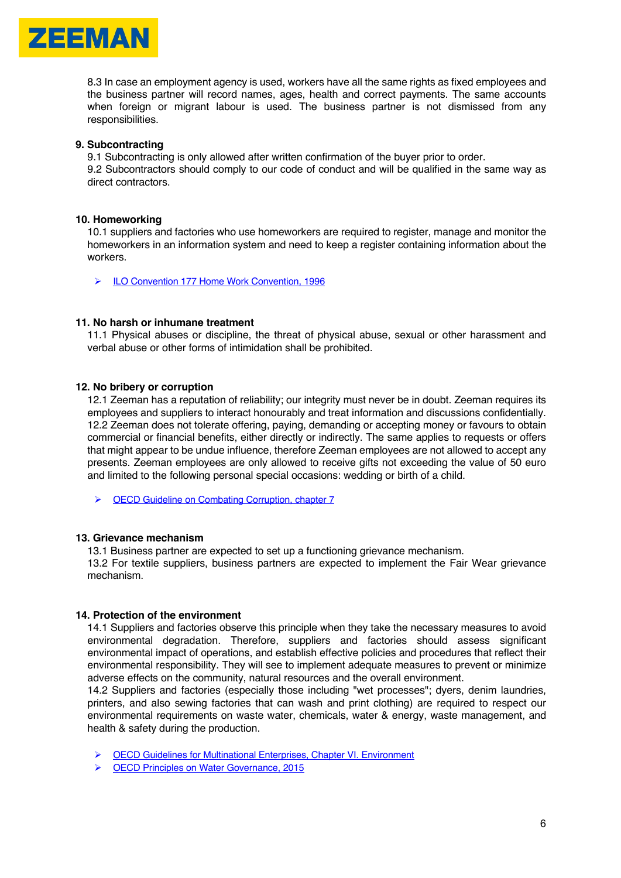8.3 In case an employment agency is used, workers have all the same rights as fixed employees and the business partner will record names, ages, health and correct payments. The same accounts when foreign or migrant labour is used. The business partner is not dismissed from any responsibilities.

**9. Subcontracting**

9.1 Subcontracting is only allowed after written confirmation of the buyer prior to order.
9.2 Subcontractors should comply to our code of conduct and will be qualified in the same way as direct contractors.

**10. Homeworking**

10.1 suppliers and factories who use homeworkers are required to register, manage and monitor the homeworkers in an information system and need to keep a register containing information about the workers.

- ILO Convention 177 Home Work Convention, 1996

**11. No harsh or inhumane treatment**

11.1 Physical abuses or discipline, the threat of physical abuse, sexual or other harassment and verbal abuse or other forms of intimidation shall be prohibited.

**12. No bribery or corruption**

12.1 Zeeman has a reputation of reliability; our integrity must never be in doubt. Zeeman requires its employees and suppliers to interact honourably and treat information and discussions confidentially.
12.2 Zeeman does not tolerate offering, paying, demanding or accepting money or favours to obtain commercial or financial benefits, either directly or indirectly. The same applies to requests or offers that might appear to be undue influence, therefore Zeeman employees are not allowed to accept any presents. Zeeman employees are only allowed to receive gifts not exceeding the value of 50 euro and limited to the following personal special occasions: wedding or birth of a child.

- OECD Guideline on Combating Corruption, chapter 7

**13. Grievance mechanism**

13.1 Business partner are expected to set up a functioning grievance mechanism.
13.2 For textile suppliers, business partners are expected to implement the Fair Wear grievance mechanism.

**14. Protection of the environment**

14.1 Suppliers and factories observe this principle when they take the necessary measures to avoid environmental degradation. Therefore, suppliers and factories should assess significant environmental impact of operations, and establish effective policies and procedures that reflect their environmental responsibility. They will see to implement adequate measures to prevent or minimize adverse effects on the community, natural resources and the overall environment.
14.2 Suppliers and factories (especially those including "wet processes"; dyers, denim laundries, printers, and also sewing factories that can wash and print clothing) are required to respect our environmental requirements on waste water, chemicals, water & energy, waste management, and health & safety during the production.

- OECD Guidelines for Multinational Enterprises, Chapter VI. Environment
- OECD Principles on Water Governance, 2015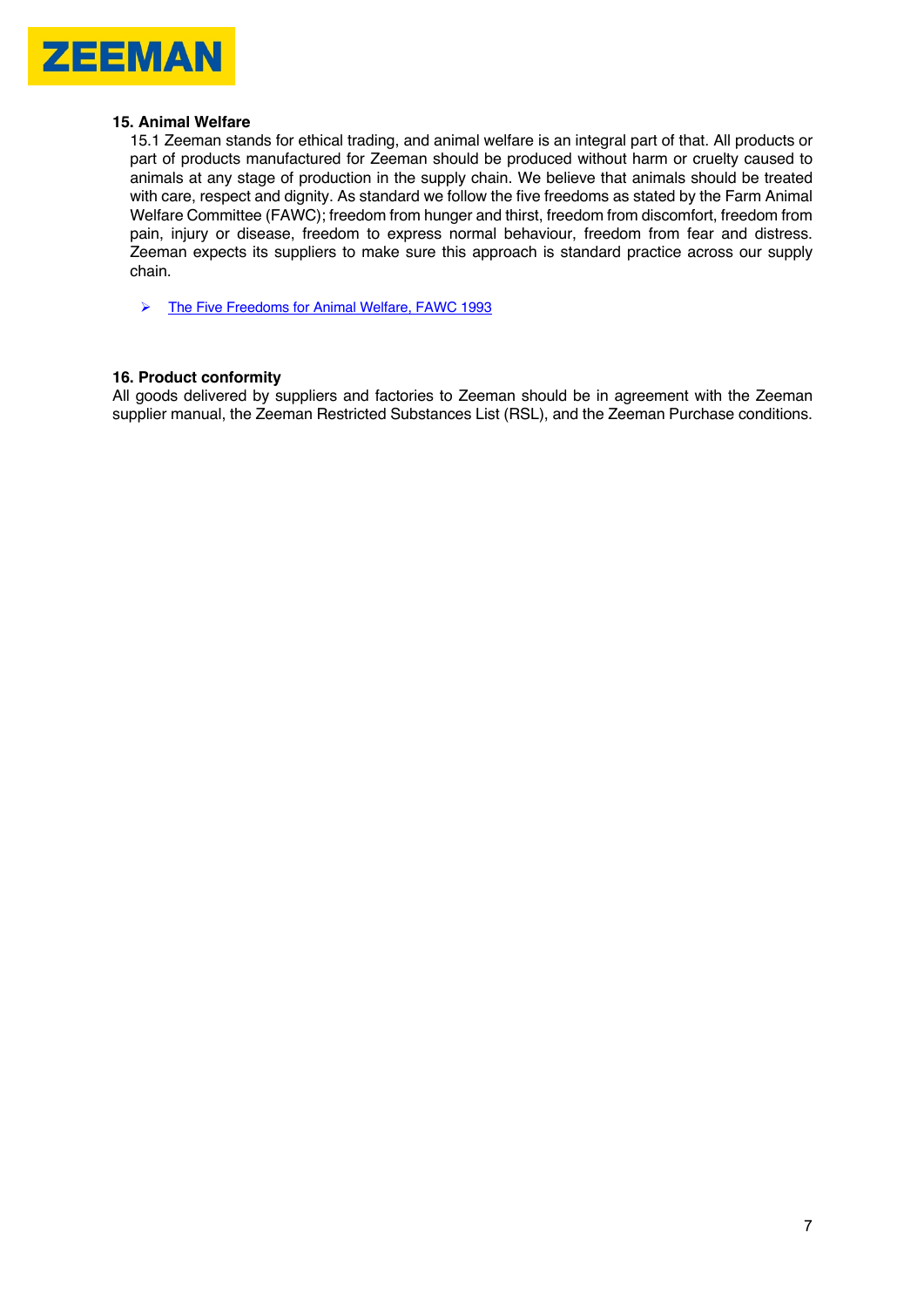**15. Animal Welfare**

15.1 Zeeman stands for ethical trading, and animal welfare is an integral part of that. All products or part of products manufactured for Zeeman should be produced without harm or cruelty caused to animals at any stage of production in the supply chain. We believe that animals should be treated with care, respect and dignity. As standard we follow the five freedoms as stated by the Farm Animal Welfare Committee (FAWC); freedom from hunger and thirst, freedom from discomfort, freedom from pain, injury or disease, freedom to express normal behaviour, freedom from fear and distress. Zeeman expects its suppliers to make sure this approach is standard practice across our supply chain.

- The Five Freedoms for Animal Welfare, FAWC 1993

**16. Product conformity**

All goods delivered by suppliers and factories to Zeeman should be in agreement with the Zeeman supplier manual, the Zeeman Restricted Substances List (RSL), and the Zeeman Purchase conditions.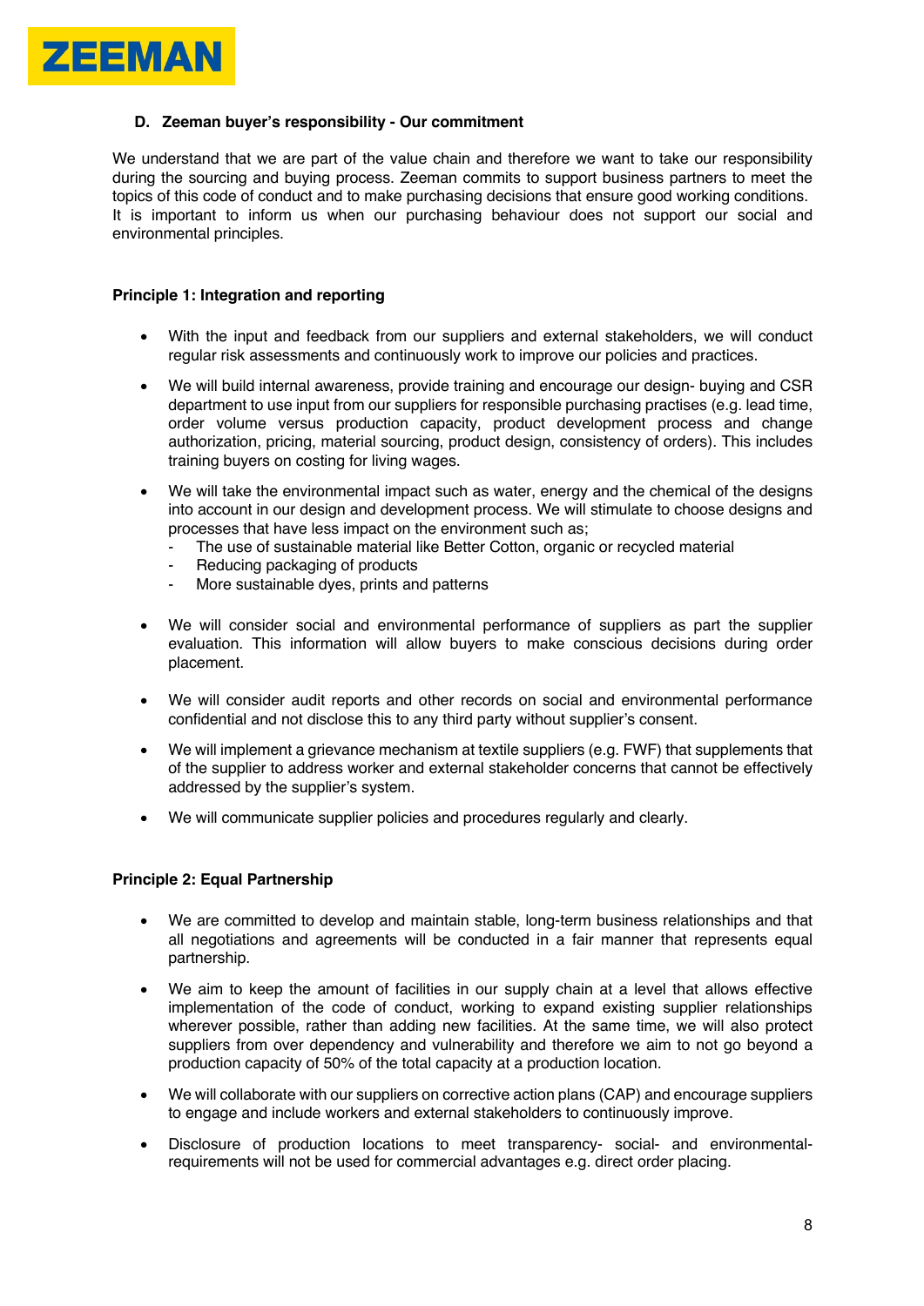### D. Zeeman buyer's responsibility - Our commitment

We understand that we are part of the value chain and therefore we want to take our responsibility during the sourcing and buying process. Zeeman commits to support business partners to meet the topics of this code of conduct and to make purchasing decisions that ensure good working conditions. It is important to inform us when our purchasing behaviour does not support our social and environmental principles.

**Principle 1: Integration and reporting**

- With the input and feedback from our suppliers and external stakeholders, we will conduct regular risk assessments and continuously work to improve our policies and practices.
- We will build internal awareness, provide training and encourage our design- buying and CSR department to use input from our suppliers for responsible purchasing practises (e.g. lead time, order volume versus production capacity, product development process and change authorization, pricing, material sourcing, product design, consistency of orders). This includes training buyers on costing for living wages.
- We will take the environmental impact such as water, energy and the chemical of the designs into account in our design and development process. We will stimulate to choose designs and processes that have less impact on the environment such as;
    - The use of sustainable material like Better Cotton, organic or recycled material
    - Reducing packaging of products
    - More sustainable dyes, prints and patterns
- We will consider social and environmental performance of suppliers as part the supplier evaluation. This information will allow buyers to make conscious decisions during order placement.
- We will consider audit reports and other records on social and environmental performance confidential and not disclose this to any third party without supplier's consent.
- We will implement a grievance mechanism at textile suppliers (e.g. FWF) that supplements that of the supplier to address worker and external stakeholder concerns that cannot be effectively addressed by the supplier's system.
- We will communicate supplier policies and procedures regularly and clearly.

**Principle 2: Equal Partnership**

- We are committed to develop and maintain stable, long-term business relationships and that all negotiations and agreements will be conducted in a fair manner that represents equal partnership.
- We aim to keep the amount of facilities in our supply chain at a level that allows effective implementation of the code of conduct, working to expand existing supplier relationships wherever possible, rather than adding new facilities. At the same time, we will also protect suppliers from over dependency and vulnerability and therefore we aim to not go beyond a production capacity of 50% of the total capacity at a production location.
- We will collaborate with our suppliers on corrective action plans (CAP) and encourage suppliers to engage and include workers and external stakeholders to continuously improve.
- Disclosure of production locations to meet transparency- social- and environmental- requirements will not be used for commercial advantages e.g. direct order placing.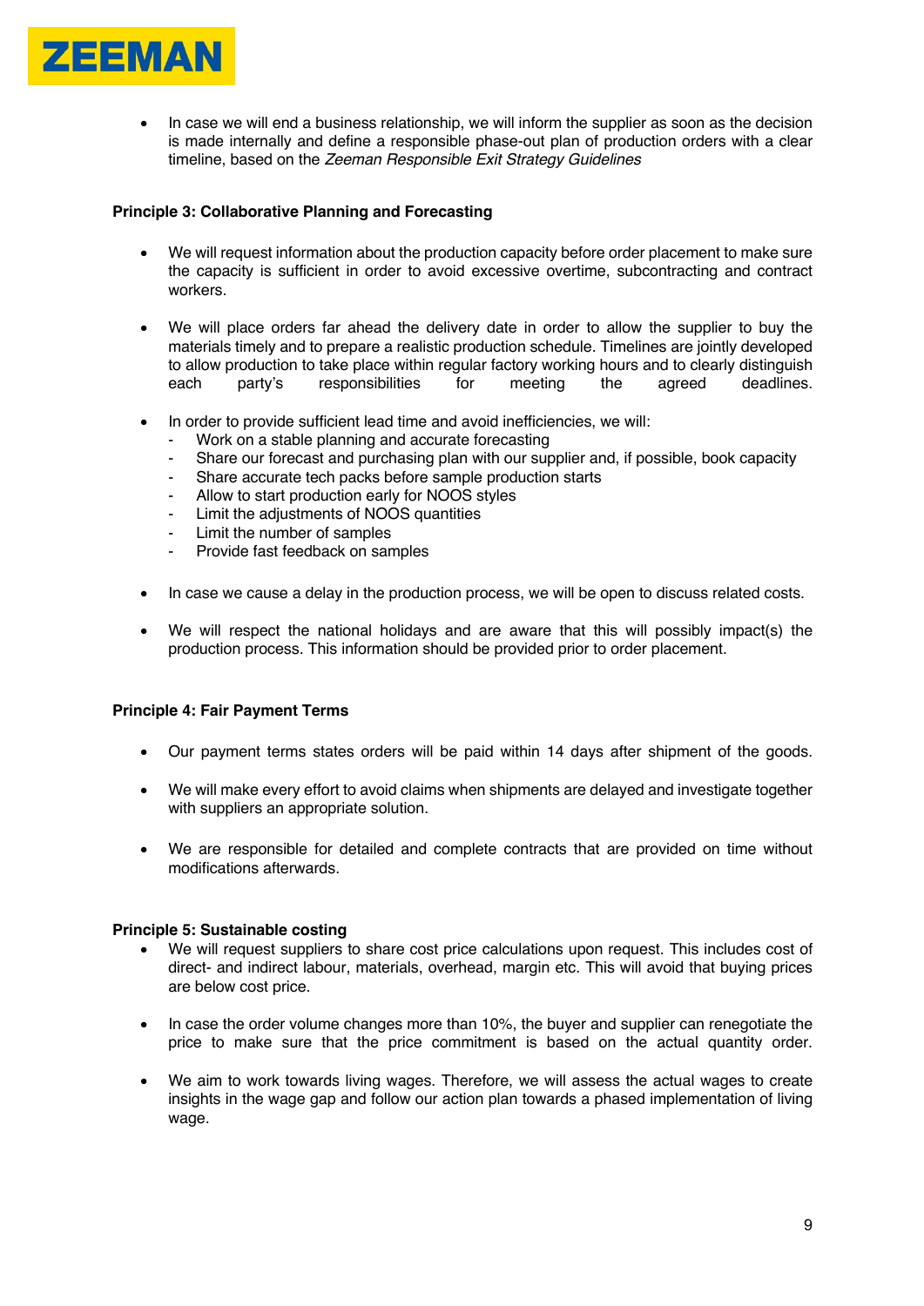- In case we will end a business relationship, we will inform the supplier as soon as the decision is made internally and define a responsible phase-out plan of production orders with a clear timeline, based on the *Zeeman Responsible Exit Strategy Guidelines*

**Principle 3: Collaborative Planning and Forecasting**

- We will request information about the production capacity before order placement to make sure the capacity is sufficient in order to avoid excessive overtime, subcontracting and contract workers.

- We will place orders far ahead the delivery date in order to allow the supplier to buy the materials timely and to prepare a realistic production schedule. Timelines are jointly developed to allow production to take place within regular factory working hours and to clearly distinguish each party's responsibilities for meeting the agreed deadlines.

- In order to provide sufficient lead time and avoid inefficiencies, we will:
  - Work on a stable planning and accurate forecasting
  - Share our forecast and purchasing plan with our supplier and, if possible, book capacity
  - Share accurate tech packs before sample production starts
  - Allow to start production early for NOOS styles
  - Limit the adjustments of NOOS quantities
  - Limit the number of samples
  - Provide fast feedback on samples

- In case we cause a delay in the production process, we will be open to discuss related costs.

- We will respect the national holidays and are aware that this will possibly impact(s) the production process. This information should be provided prior to order placement.

**Principle 4: Fair Payment Terms**

- Our payment terms states orders will be paid within 14 days after shipment of the goods.

- We will make every effort to avoid claims when shipments are delayed and investigate together with suppliers an appropriate solution.

- We are responsible for detailed and complete contracts that are provided on time without modifications afterwards.

**Principle 5: Sustainable costing**

- We will request suppliers to share cost price calculations upon request. This includes cost of direct- and indirect labour, materials, overhead, margin etc. This will avoid that buying prices are below cost price.

- In case the order volume changes more than 10%, the buyer and supplier can renegotiate the price to make sure that the price commitment is based on the actual quantity order.

- We aim to work towards living wages. Therefore, we will assess the actual wages to create insights in the wage gap and follow our action plan towards a phased implementation of living wage.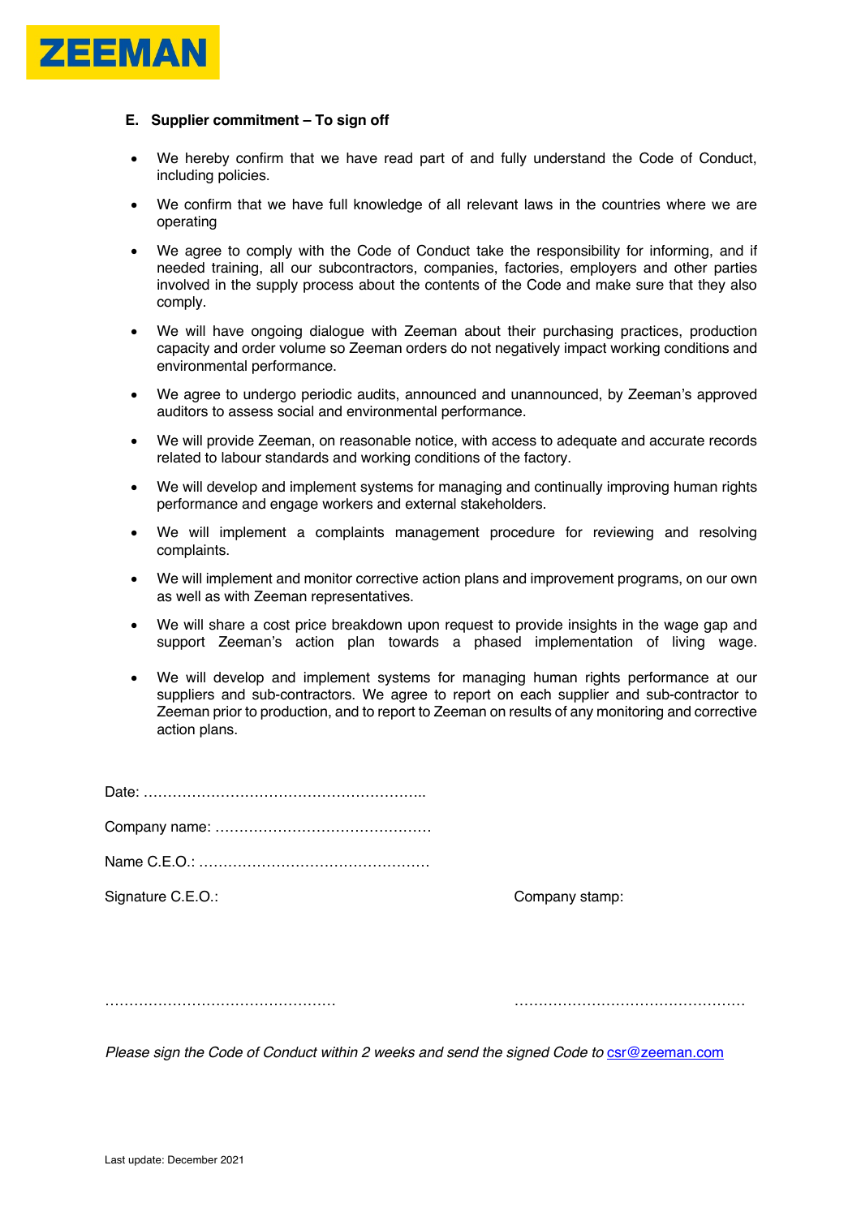**ZEEMAN**

### E. Supplier commitment – To sign off

- We hereby confirm that we have read part of and fully understand the Code of Conduct, including policies.
- We confirm that we have full knowledge of all relevant laws in the countries where we are operating
- We agree to comply with the Code of Conduct take the responsibility for informing, and if needed training, all our subcontractors, companies, factories, employers and other parties involved in the supply process about the contents of the Code and make sure that they also comply.
- We will have ongoing dialogue with Zeeman about their purchasing practices, production capacity and order volume so Zeeman orders do not negatively impact working conditions and environmental performance.
- We agree to undergo periodic audits, announced and unannounced, by Zeeman's approved auditors to assess social and environmental performance.
- We will provide Zeeman, on reasonable notice, with access to adequate and accurate records related to labour standards and working conditions of the factory.
- We will develop and implement systems for managing and continually improving human rights performance and engage workers and external stakeholders.
- We will implement a complaints management procedure for reviewing and resolving complaints.
- We will implement and monitor corrective action plans and improvement programs, on our own as well as with Zeeman representatives.
- We will share a cost price breakdown upon request to provide insights in the wage gap and support Zeeman's action plan towards a phased implementation of living wage.
- We will develop and implement systems for managing human rights performance at our suppliers and sub-contractors. We agree to report on each supplier and sub-contractor to Zeeman prior to production, and to report to Zeeman on results of any monitoring and corrective action plans.

Date: …………………………………………………..

Company name: ………………………………………

Name C.E.O.: …………………………………………

Signature C.E.O.: 

…………………………………………

Company stamp:

…………………………………………

*Please sign the Code of Conduct within 2 weeks and send the signed Code to csr@zeeman.com*

Last update: December 2021